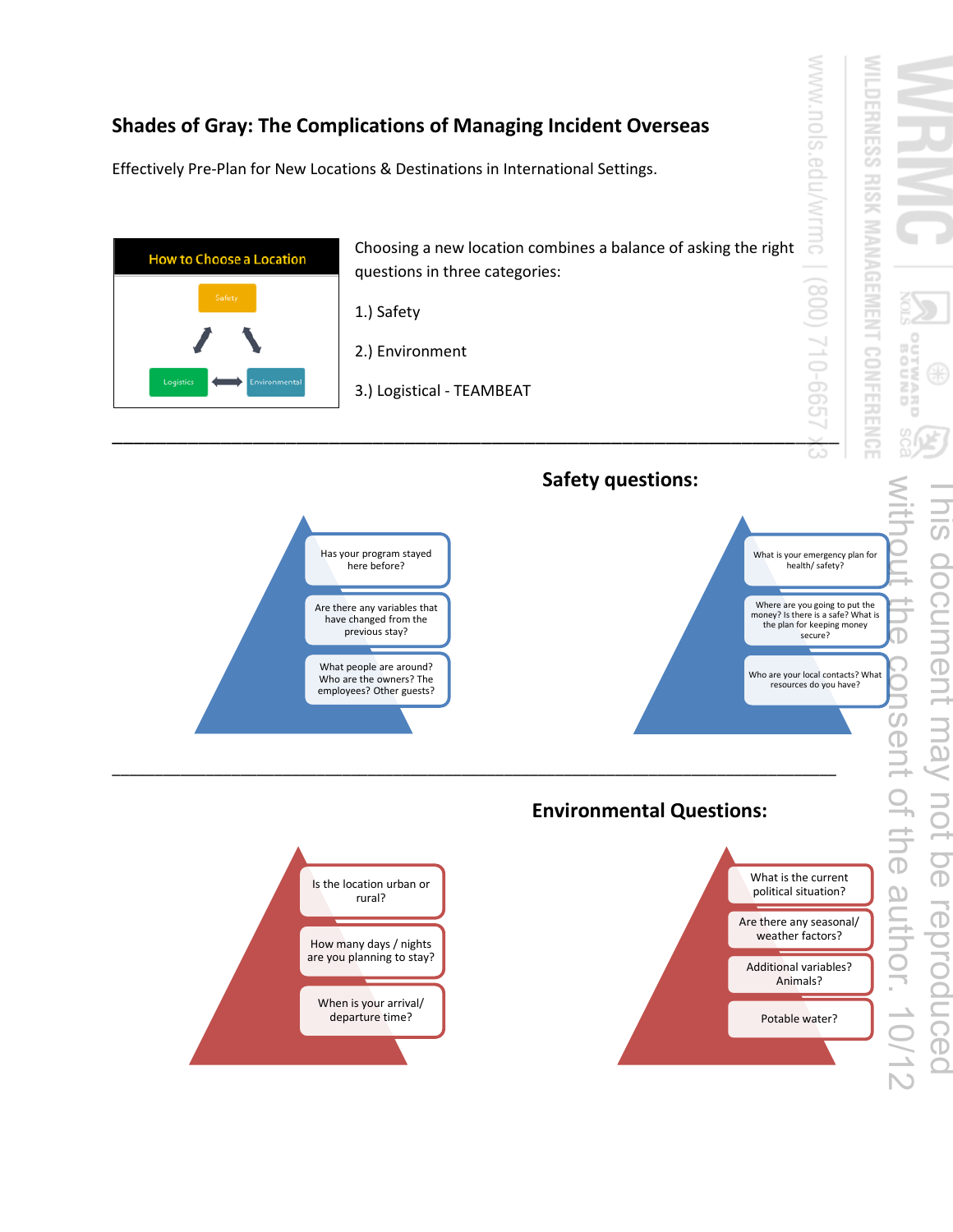# Shades of Gray: The Complications of Managing Incident Overseas

Effectively Pre-Plan for New Locations & Destinations in International Settings.

**How to Choose a Location**

Safety

Logistics ⟷ Environmental

Choosing a new location combines a balance of asking the right questions in three categories:

1.) Safety

2.) Environment

3.) Logistical - TEAMBEAT

---

## Safety questions:

- Has your program stayed here before?
- Are there any variables that have changed from the previous stay?
- What people are around? Who are the owners? The employees? Other guests?

- What is your emergency plan for health/ safety?
- Where are you going to put the money? Is there is a safe? What is the plan for keeping money secure?
- Who are your local contacts? What resources do you have?

---

## Environmental Questions:

- Is the location urban or rural?
- How many days / nights are you planning to stay?
- When is your arrival/ departure time?

- What is the current political situation?
- Are there any seasonal/ weather factors?
- Additional variables? Animals?
- Potable water?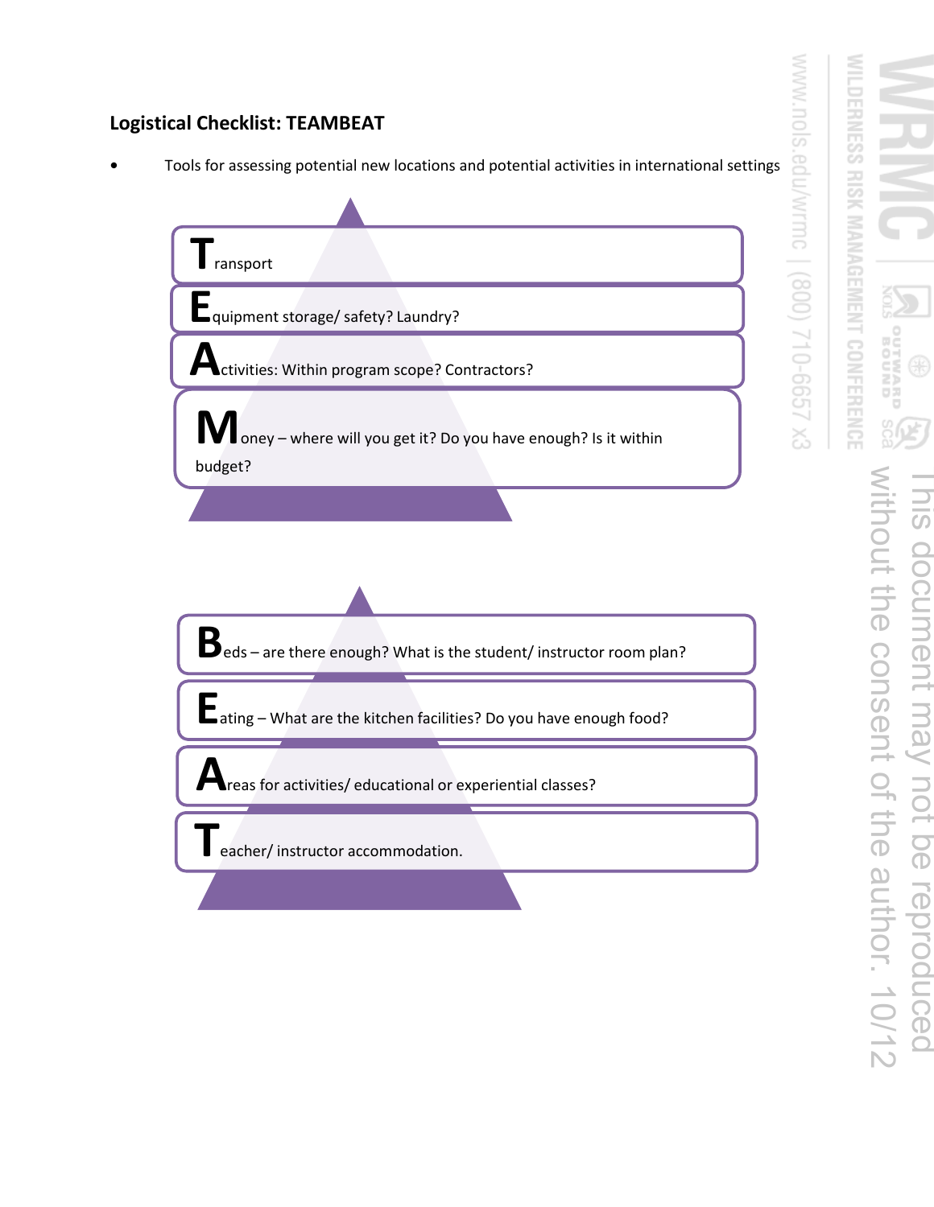**Logistical Checklist: TEAMBEAT**

- Tools for assessing potential new locations and potential activities in international settings

**T**ransport

**E**quipment storage/ safety? Laundry?

**A**ctivities: Within program scope? Contractors?

**M**oney – where will you get it? Do you have enough? Is it within budget?

**B**eds – are there enough? What is the student/ instructor room plan?

**E**ating – What are the kitchen facilities? Do you have enough food?

**A**reas for activities/ educational or experiential classes?

**T**eacher/ instructor accommodation.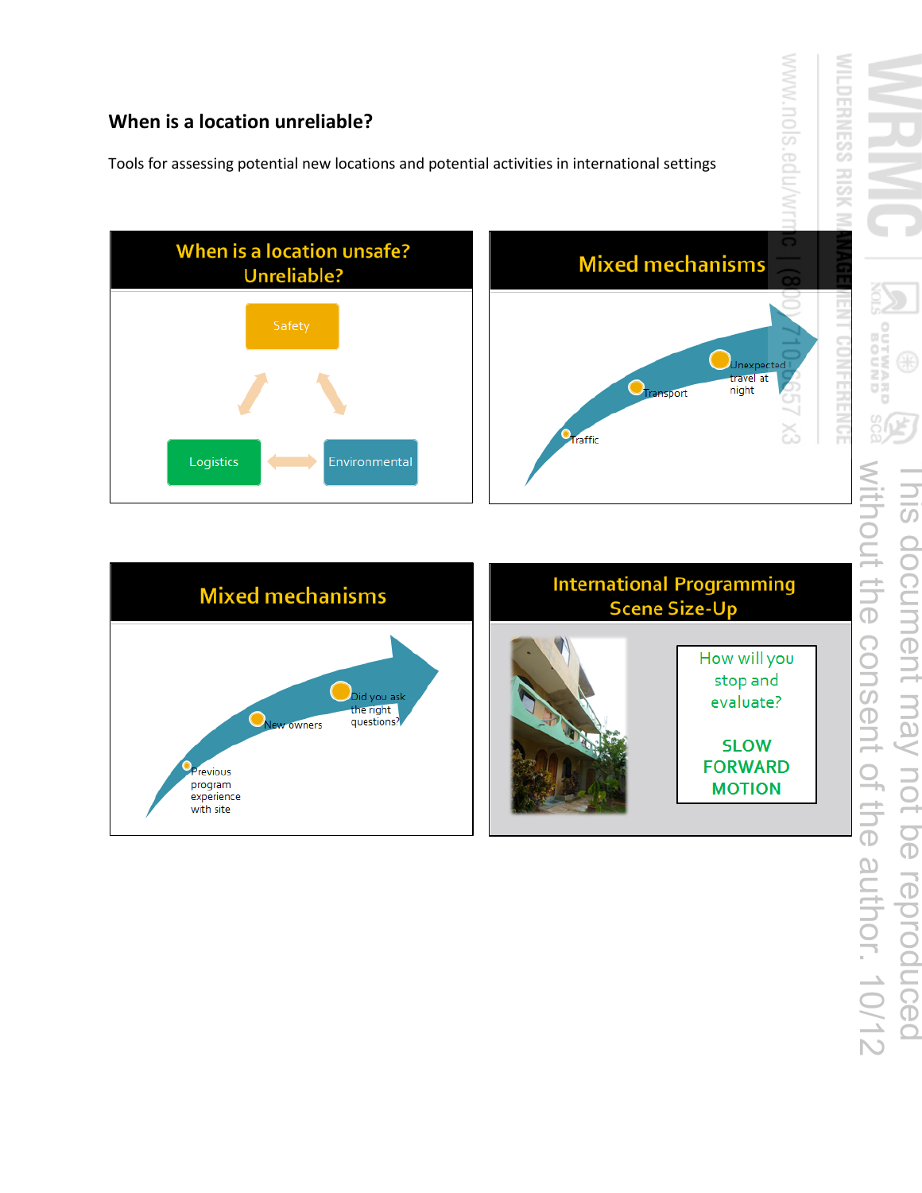**When is a location unreliable?**

Tools for assessing potential new locations and potential activities in international settings

## When is a location unsafe? Unreliable?

- Safety
- Logistics
- Environmental

## Mixed mechanisms

- Traffic
- Transport
- Unexpected travel at night

## Mixed mechanisms

- Previous program experience with site
- New owners
- Did you ask the right questions?

## International Programming Scene Size-Up

How will you stop and evaluate?

**SLOW FORWARD MOTION**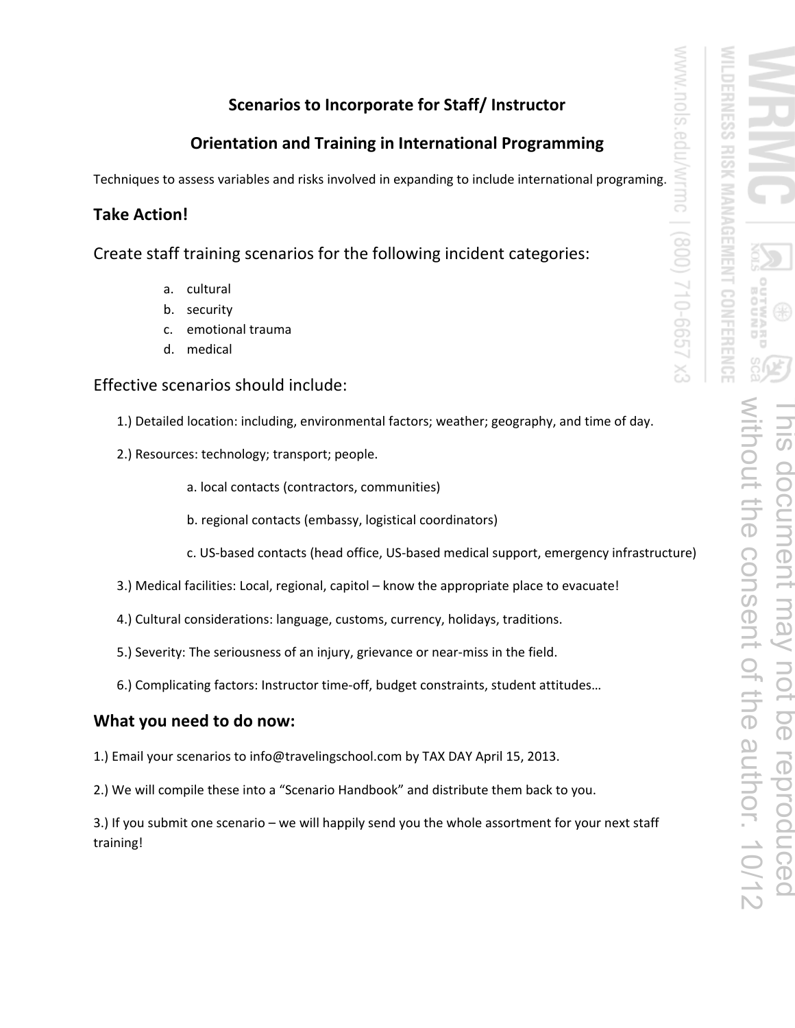# Scenarios to Incorporate for Staff/ Instructor

# Orientation and Training in International Programming

Techniques to assess variables and risks involved in expanding to include international programing.

## Take Action!

Create staff training scenarios for the following incident categories:

a. cultural
b. security
c. emotional trauma
d. medical

Effective scenarios should include:

1.) Detailed location: including, environmental factors; weather; geography, and time of day.

2.) Resources: technology; transport; people.

a. local contacts (contractors, communities)

b. regional contacts (embassy, logistical coordinators)

c. US-based contacts (head office, US-based medical support, emergency infrastructure)

3.) Medical facilities: Local, regional, capitol – know the appropriate place to evacuate!

4.) Cultural considerations: language, customs, currency, holidays, traditions.

5.) Severity: The seriousness of an injury, grievance or near-miss in the field.

6.) Complicating factors: Instructor time-off, budget constraints, student attitudes…

## What you need to do now:

1.) Email your scenarios to info@travelingschool.com by TAX DAY April 15, 2013.

2.) We will compile these into a "Scenario Handbook" and distribute them back to you.

3.) If you submit one scenario – we will happily send you the whole assortment for your next staff training!